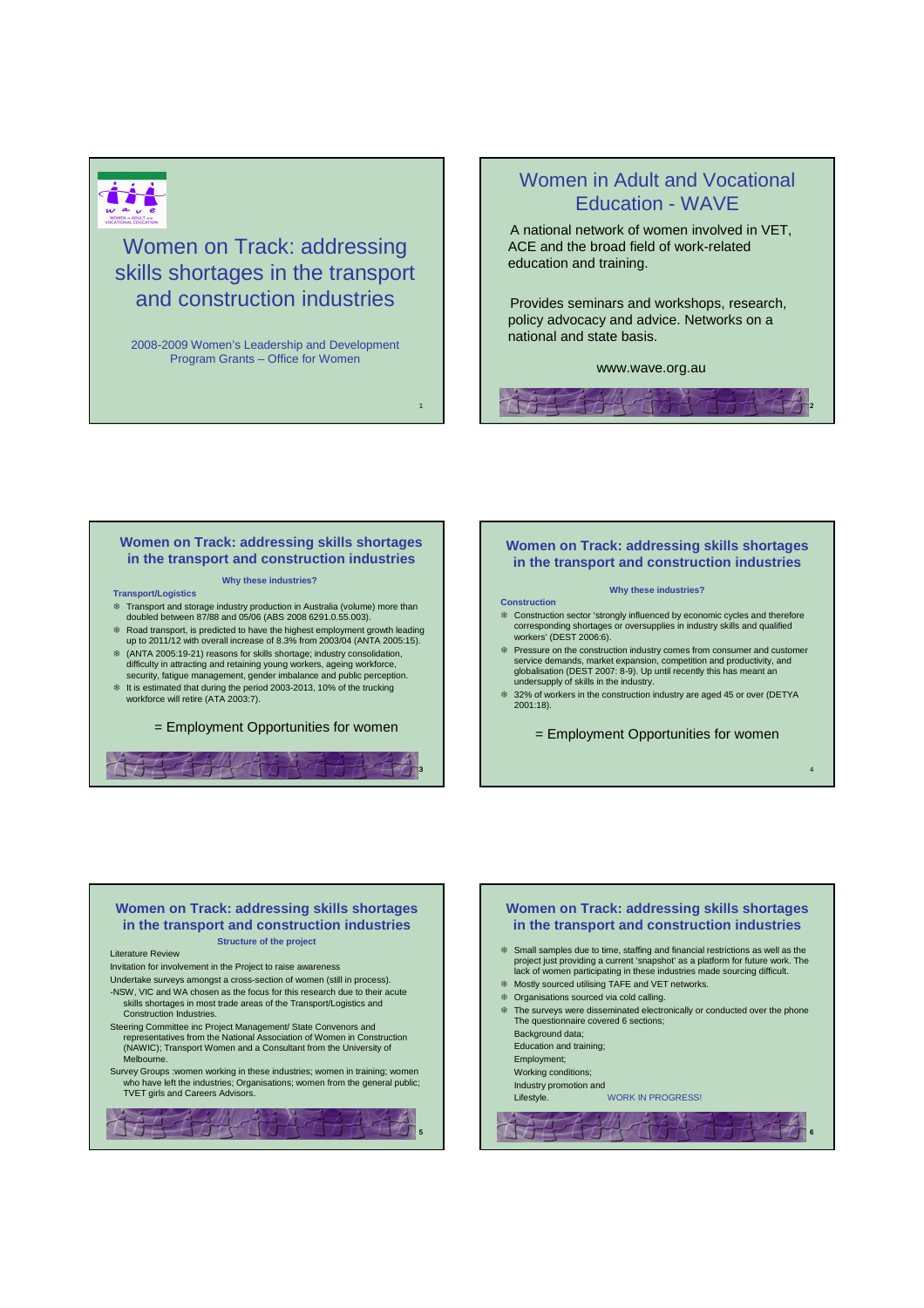# Women on Track: addressing skills shortages in the transport and construction industries

2008-2009 Women's Leadership and Development Program Grants – Office for Women

---

## Women in Adult and Vocational Education - WAVE

A national network of women involved in VET, ACE and the broad field of work-related education and training.

Provides seminars and workshops, research, policy advocacy and advice. Networks on a national and state basis.

www.wave.org.au

---

## Women on Track: addressing skills shortages in the transport and construction industries

**Why these industries?**

**Transport/Logistics**

- Transport and storage industry production in Australia (volume) more than doubled between 87/88 and 05/06 (ABS 2008 6291.0.55.003).
- Road transport, is predicted to have the highest employment growth leading up to 2011/12 with overall increase of 8.3% from 2003/04 (ANTA 2005:15).
- (ANTA 2005:19-21) reasons for skills shortage; industry consolidation, difficulty in attracting and retaining young workers, ageing workforce, security, fatigue management, gender imbalance and public perception.
- It is estimated that during the period 2003-2013, 10% of the trucking workforce will retire (ATA 2003:7).

= Employment Opportunities for women

---

## Women on Track: addressing skills shortages in the transport and construction industries

**Why these industries?**

**Construction**

- Construction sector 'strongly influenced by economic cycles and therefore corresponding shortages or oversupplies in industry skills and qualified workers' (DEST 2006:6).
- Pressure on the construction industry comes from consumer and customer service demands, market expansion, competition and productivity, and globalisation (DEST 2007: 8-9). Up until recently this has meant an undersupply of skills in the industry.
- 32% of workers in the construction industry are aged 45 or over (DETYA 2001:18).

= Employment Opportunities for women

---

## Women on Track: addressing skills shortages in the transport and construction industries

**Structure of the project**

Literature Review

Invitation for involvement in the Project to raise awareness

Undertake surveys amongst a cross-section of women (still in process).

-NSW, VIC and WA chosen as the focus for this research due to their acute skills shortages in most trade areas of the Transport/Logistics and Construction Industries.

Steering Committee inc Project Management/ State Convenors and representatives from the National Association of Women in Construction (NAWIC); Transport Women and a Consultant from the University of Melbourne.

Survey Groups :women working in these industries; women in training; women who have left the industries; Organisations; women from the general public; TVET girls and Careers Advisors.

---

## Women on Track: addressing skills shortages in the transport and construction industries

- Small samples due to time, staffing and financial restrictions as well as the project just providing a current 'snapshot' as a platform for future work. The lack of women participating in these industries made sourcing difficult.
- Mostly sourced utilising TAFE and VET networks.
- Organisations sourced via cold calling.
- The surveys were disseminated electronically or conducted over the phone The questionnaire covered 6 sections;

  Background data;

  Education and training;

  Employment;

  Working conditions;

  Industry promotion and

  Lifestyle. WORK IN PROGRESS!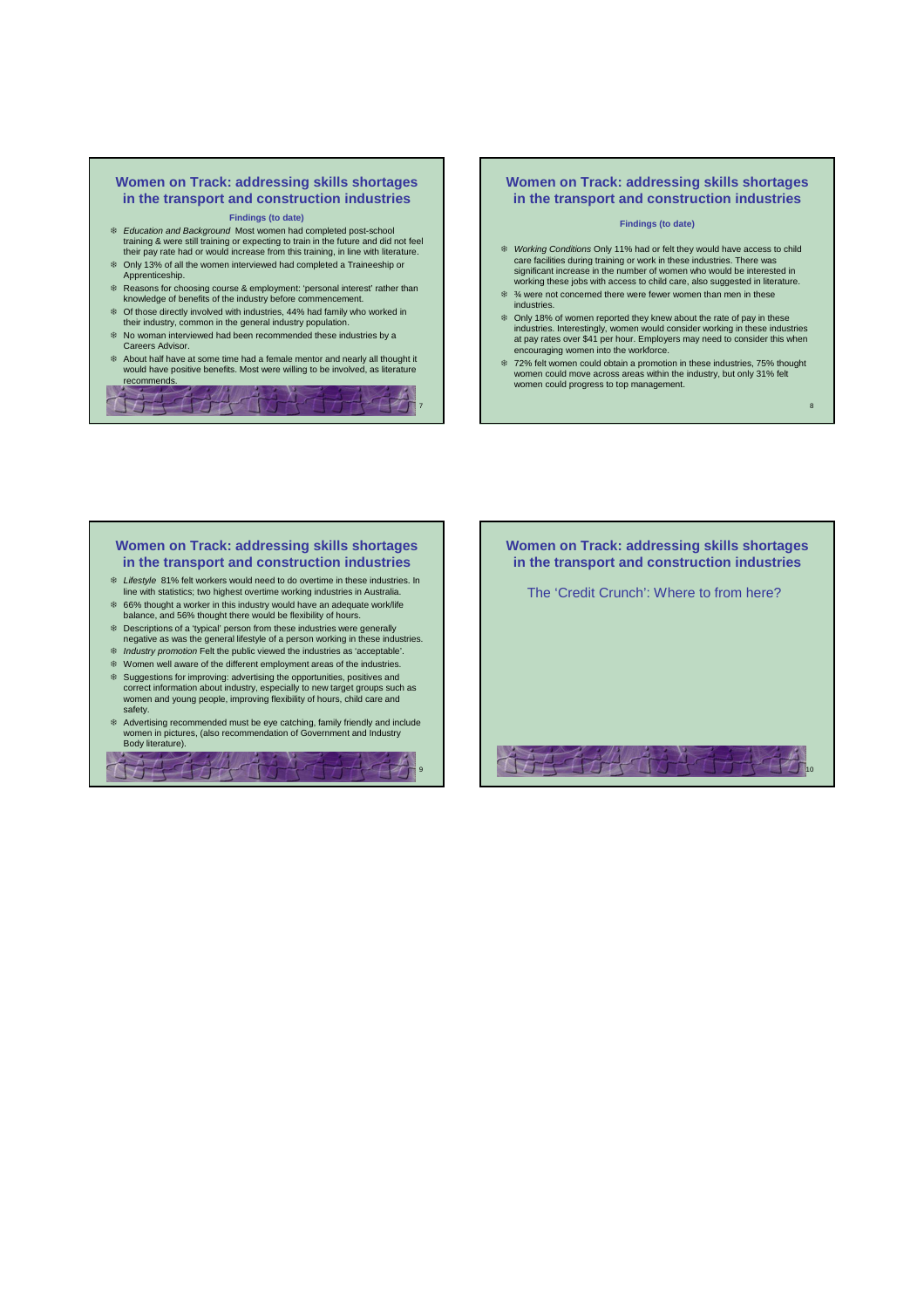## Women on Track: addressing skills shortages in the transport and construction industries

### Findings (to date)

- *Education and Background* Most women had completed post-school training & were still training or expecting to train in the future and did not feel their pay rate had or would increase from this training, in line with literature.
- Only 13% of all the women interviewed had completed a Traineeship or Apprenticeship.
- Reasons for choosing course & employment: 'personal interest' rather than knowledge of benefits of the industry before commencement.
- Of those directly involved with industries, 44% had family who worked in their industry, common in the general industry population.
- No woman interviewed had been recommended these industries by a Careers Advisor.
- About half have at some time had a female mentor and nearly all thought it would have positive benefits. Most were willing to be involved, as literature recommends.

## Women on Track: addressing skills shortages in the transport and construction industries

### Findings (to date)

- *Working Conditions* Only 11% had or felt they would have access to child care facilities during training or work in these industries. There was significant increase in the number of women who would be interested in working these jobs with access to child care, also suggested in literature.
- ¾ were not concerned there were fewer women than men in these industries.
- Only 18% of women reported they knew about the rate of pay in these industries. Interestingly, women would consider working in these industries at pay rates over $41 per hour. Employers may need to consider this when encouraging women into the workforce.
- 72% felt women could obtain a promotion in these industries, 75% thought women could move across areas within the industry, but only 31% felt women could progress to top management.

## Women on Track: addressing skills shortages in the transport and construction industries

- *Lifestyle* 81% felt workers would need to do overtime in these industries. In line with statistics; two highest overtime working industries in Australia.
- 66% thought a worker in this industry would have an adequate work/life balance, and 56% thought there would be flexibility of hours.
- Descriptions of a 'typical' person from these industries were generally negative as was the general lifestyle of a person working in these industries.
- *Industry promotion* Felt the public viewed the industries as 'acceptable'.
- Women well aware of the different employment areas of the industries.
- Suggestions for improving: advertising the opportunities, positives and correct information about industry, especially to new target groups such as women and young people, improving flexibility of hours, child care and safety.
- Advertising recommended must be eye catching, family friendly and include women in pictures, (also recommendation of Government and Industry Body literature).

## Women on Track: addressing skills shortages in the transport and construction industries

The 'Credit Crunch': Where to from here?